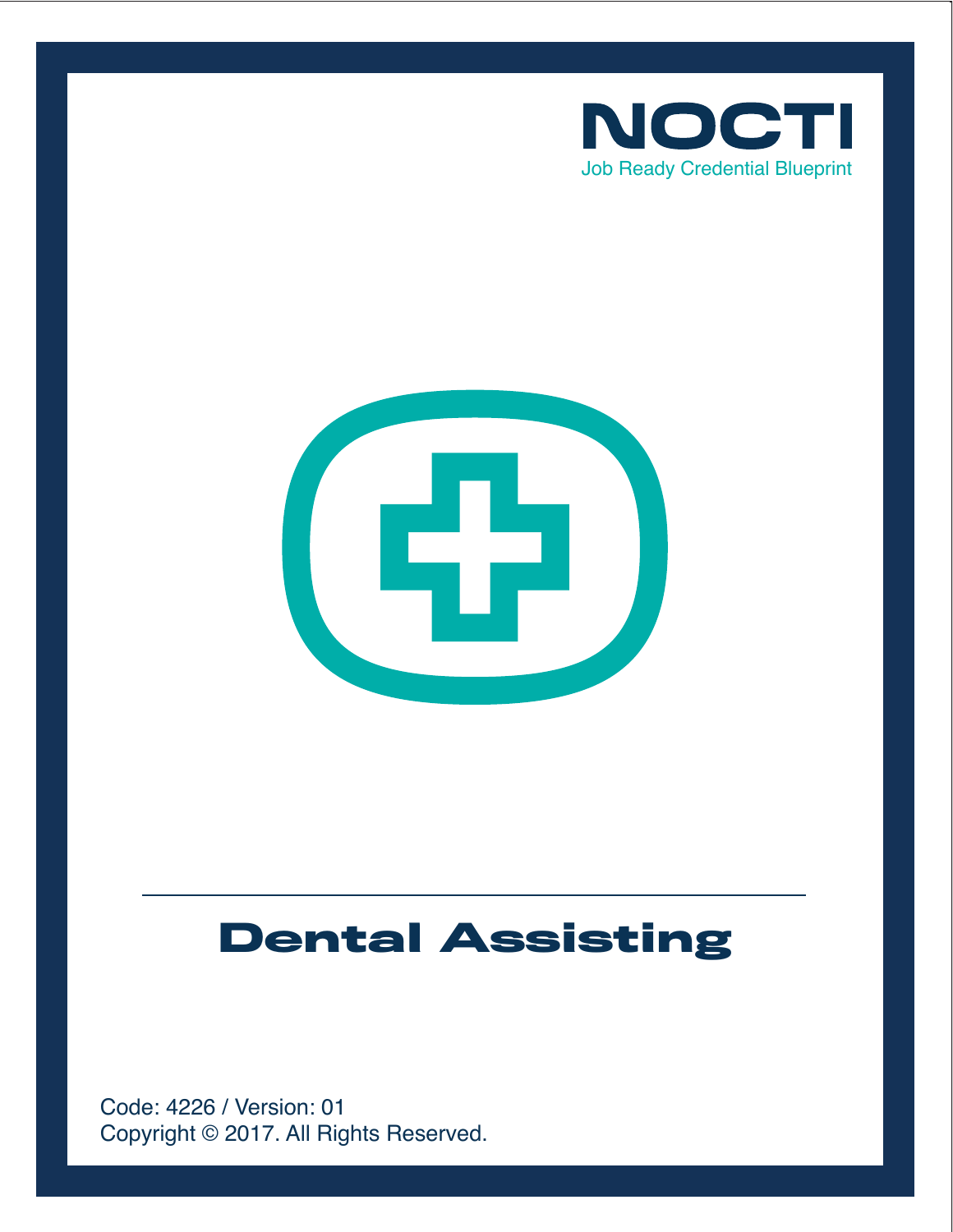NOCTI

Job Ready Credential Blueprint

# Dental Assisting

Code: 4226 / Version: 01

Copyright © 2017. All Rights Reserved.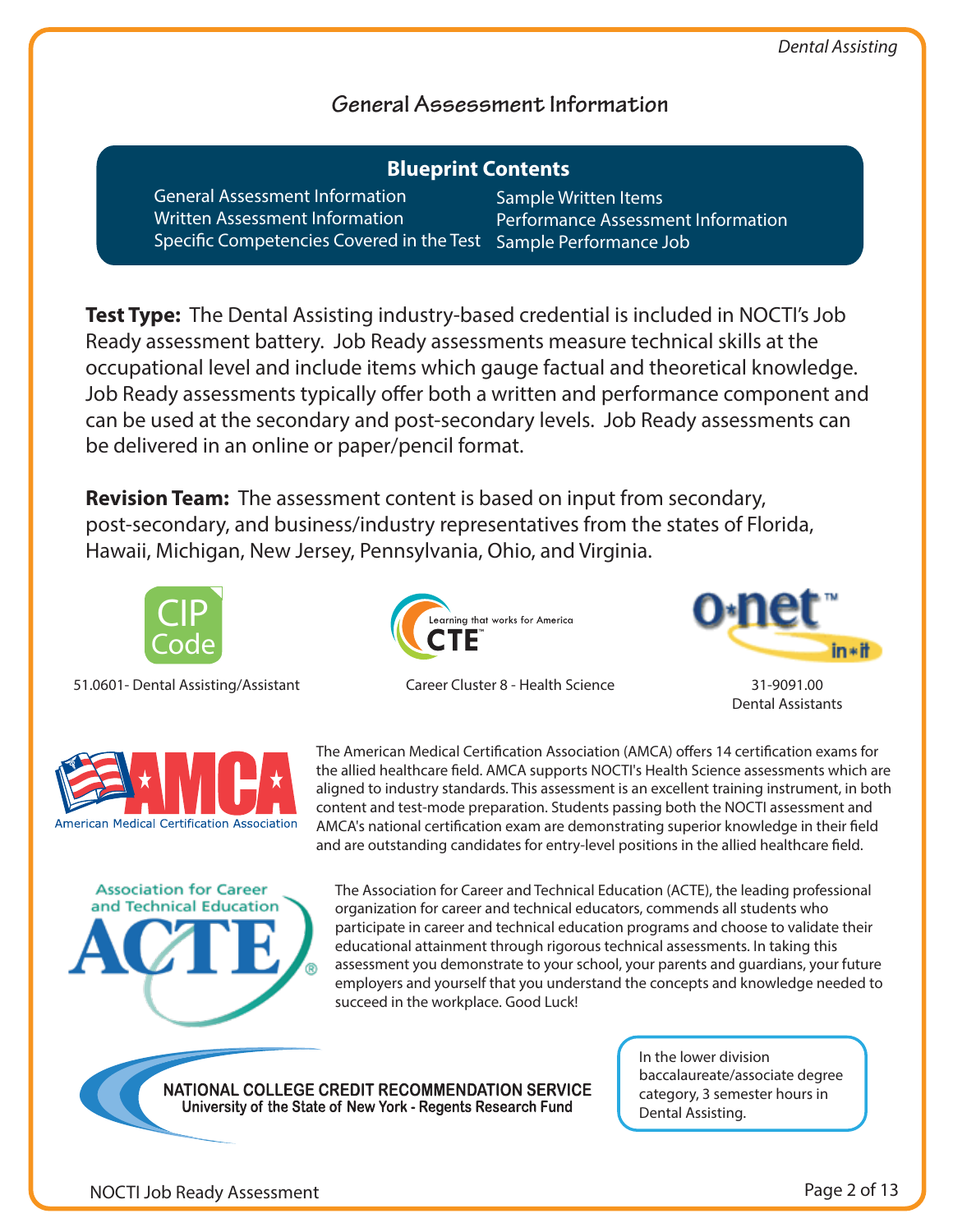## General Assessment Information

### Blueprint Contents

- General Assessment Information
- Written Assessment Information
- Specific Competencies Covered in the Test
- Sample Written Items
- Performance Assessment Information
- Sample Performance Job

**Test Type:** The Dental Assisting industry-based credential is included in NOCTI's Job Ready assessment battery. Job Ready assessments measure technical skills at the occupational level and include items which gauge factual and theoretical knowledge. Job Ready assessments typically offer both a written and performance component and can be used at the secondary and post-secondary levels. Job Ready assessments can be delivered in an online or paper/pencil format.

**Revision Team:** The assessment content is based on input from secondary, post-secondary, and business/industry representatives from the states of Florida, Hawaii, Michigan, New Jersey, Pennsylvania, Ohio, and Virginia.

CIP Code
51.0601- Dental Assisting/Assistant

Learning that works for America CTE
Career Cluster 8 - Health Science

O*NET
31-9091.00
Dental Assistants

AMCA — American Medical Certification Association

The American Medical Certification Association (AMCA) offers 14 certification exams for the allied healthcare field. AMCA supports NOCTI's Health Science assessments which are aligned to industry standards. This assessment is an excellent training instrument, in both content and test-mode preparation. Students passing both the NOCTI assessment and AMCA's national certification exam are demonstrating superior knowledge in their field and are outstanding candidates for entry-level positions in the allied healthcare field.

Association for Career and Technical Education — ACTE

The Association for Career and Technical Education (ACTE), the leading professional organization for career and technical educators, commends all students who participate in career and technical education programs and choose to validate their educational attainment through rigorous technical assessments. In taking this assessment you demonstrate to your school, your parents and guardians, your future employers and yourself that you understand the concepts and knowledge needed to succeed in the workplace. Good Luck!

NATIONAL COLLEGE CREDIT RECOMMENDATION SERVICE
University of the State of New York - Regents Research Fund

In the lower division baccalaureate/associate degree category, 3 semester hours in Dental Assisting.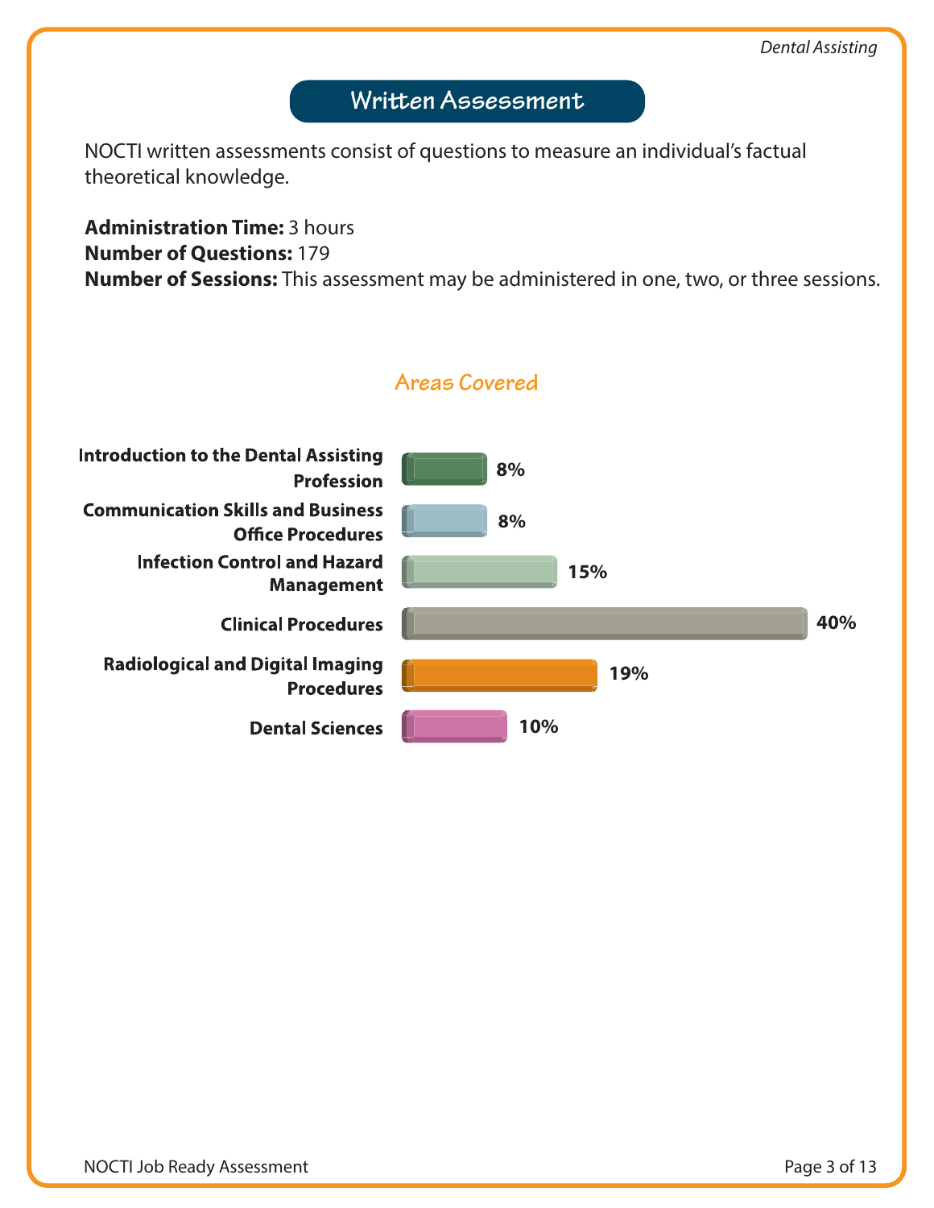## Written Assessment

NOCTI written assessments consist of questions to measure an individual's factual theoretical knowledge.

**Administration Time:** 3 hours
**Number of Questions:** 179
**Number of Sessions:** This assessment may be administered in one, two, or three sessions.

### Areas Covered

| Area | Percentage |
|---|---|
| Introduction to the Dental Assisting Profession | 8% |
| Communication Skills and Business Office Procedures | 8% |
| Infection Control and Hazard Management | 15% |
| Clinical Procedures | 40% |
| Radiological and Digital Imaging Procedures | 19% |
| Dental Sciences | 10% |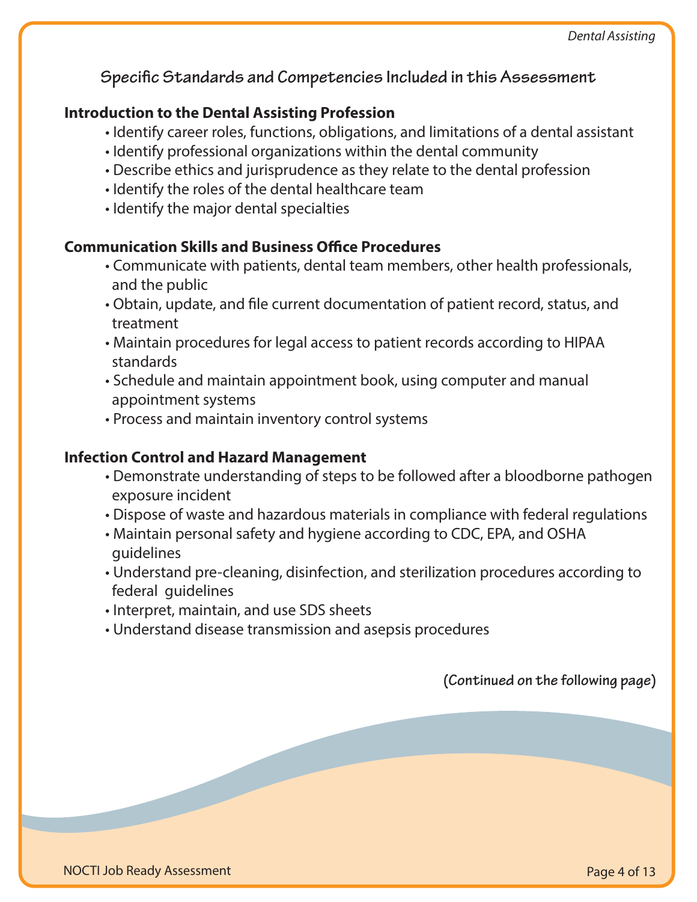## Specific Standards and Competencies Included in this Assessment

### Introduction to the Dental Assisting Profession

- Identify career roles, functions, obligations, and limitations of a dental assistant
- Identify professional organizations within the dental community
- Describe ethics and jurisprudence as they relate to the dental profession
- Identify the roles of the dental healthcare team
- Identify the major dental specialties

### Communication Skills and Business Office Procedures

- Communicate with patients, dental team members, other health professionals, and the public
- Obtain, update, and file current documentation of patient record, status, and treatment
- Maintain procedures for legal access to patient records according to HIPAA standards
- Schedule and maintain appointment book, using computer and manual appointment systems
- Process and maintain inventory control systems

### Infection Control and Hazard Management

- Demonstrate understanding of steps to be followed after a bloodborne pathogen exposure incident
- Dispose of waste and hazardous materials in compliance with federal regulations
- Maintain personal safety and hygiene according to CDC, EPA, and OSHA guidelines
- Understand pre-cleaning, disinfection, and sterilization procedures according to federal guidelines
- Interpret, maintain, and use SDS sheets
- Understand disease transmission and asepsis procedures

**(Continued on the following page)**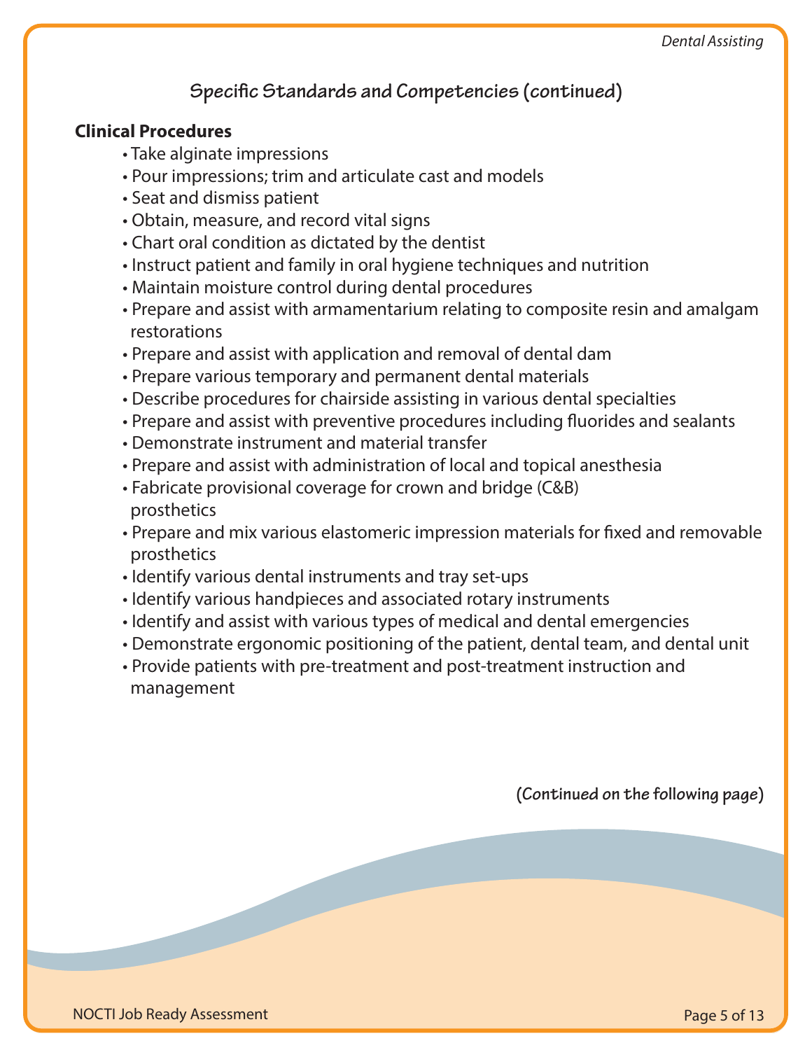## Specific Standards and Competencies (continued)

**Clinical Procedures**

- Take alginate impressions
- Pour impressions; trim and articulate cast and models
- Seat and dismiss patient
- Obtain, measure, and record vital signs
- Chart oral condition as dictated by the dentist
- Instruct patient and family in oral hygiene techniques and nutrition
- Maintain moisture control during dental procedures
- Prepare and assist with armamentarium relating to composite resin and amalgam restorations
- Prepare and assist with application and removal of dental dam
- Prepare various temporary and permanent dental materials
- Describe procedures for chairside assisting in various dental specialties
- Prepare and assist with preventive procedures including fluorides and sealants
- Demonstrate instrument and material transfer
- Prepare and assist with administration of local and topical anesthesia
- Fabricate provisional coverage for crown and bridge (C&B) prosthetics
- Prepare and mix various elastomeric impression materials for fixed and removable prosthetics
- Identify various dental instruments and tray set-ups
- Identify various handpieces and associated rotary instruments
- Identify and assist with various types of medical and dental emergencies
- Demonstrate ergonomic positioning of the patient, dental team, and dental unit
- Provide patients with pre-treatment and post-treatment instruction and management

**(Continued on the following page)**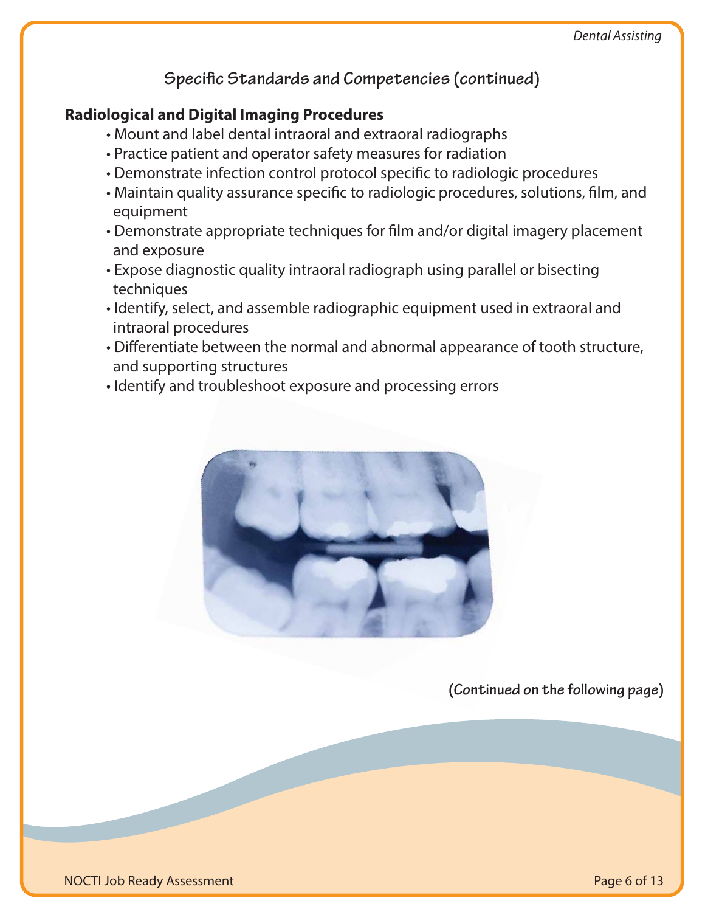## Specific Standards and Competencies (continued)

**Radiological and Digital Imaging Procedures**

- Mount and label dental intraoral and extraoral radiographs
- Practice patient and operator safety measures for radiation
- Demonstrate infection control protocol specific to radiologic procedures
- Maintain quality assurance specific to radiologic procedures, solutions, film, and equipment
- Demonstrate appropriate techniques for film and/or digital imagery placement and exposure
- Expose diagnostic quality intraoral radiograph using parallel or bisecting techniques
- Identify, select, and assemble radiographic equipment used in extraoral and intraoral procedures
- Differentiate between the normal and abnormal appearance of tooth structure, and supporting structures
- Identify and troubleshoot exposure and processing errors

**(Continued on the following page)**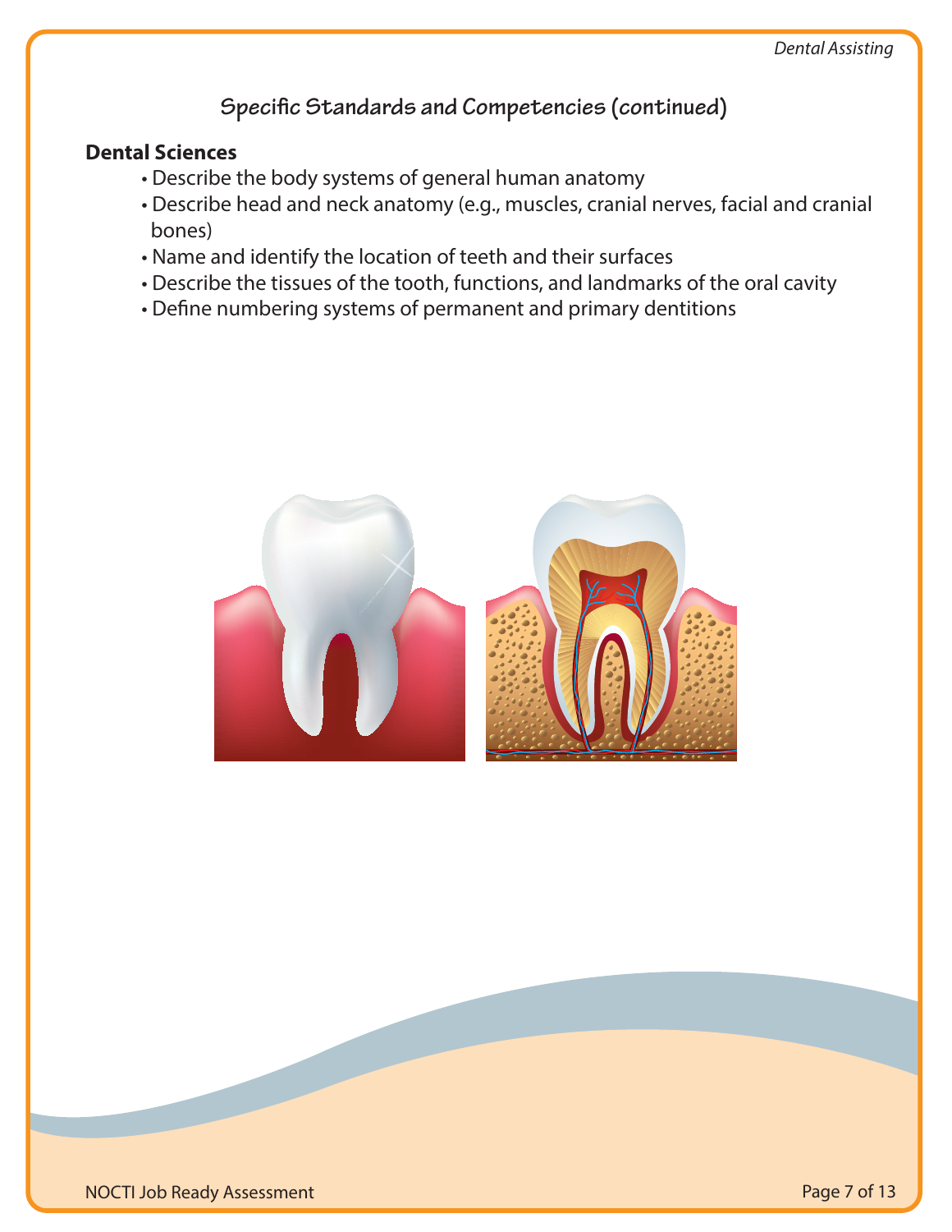## Specific Standards and Competencies (continued)

**Dental Sciences**

- Describe the body systems of general human anatomy
- Describe head and neck anatomy (e.g., muscles, cranial nerves, facial and cranial bones)
- Name and identify the location of teeth and their surfaces
- Describe the tissues of the tooth, functions, and landmarks of the oral cavity
- Define numbering systems of permanent and primary dentitions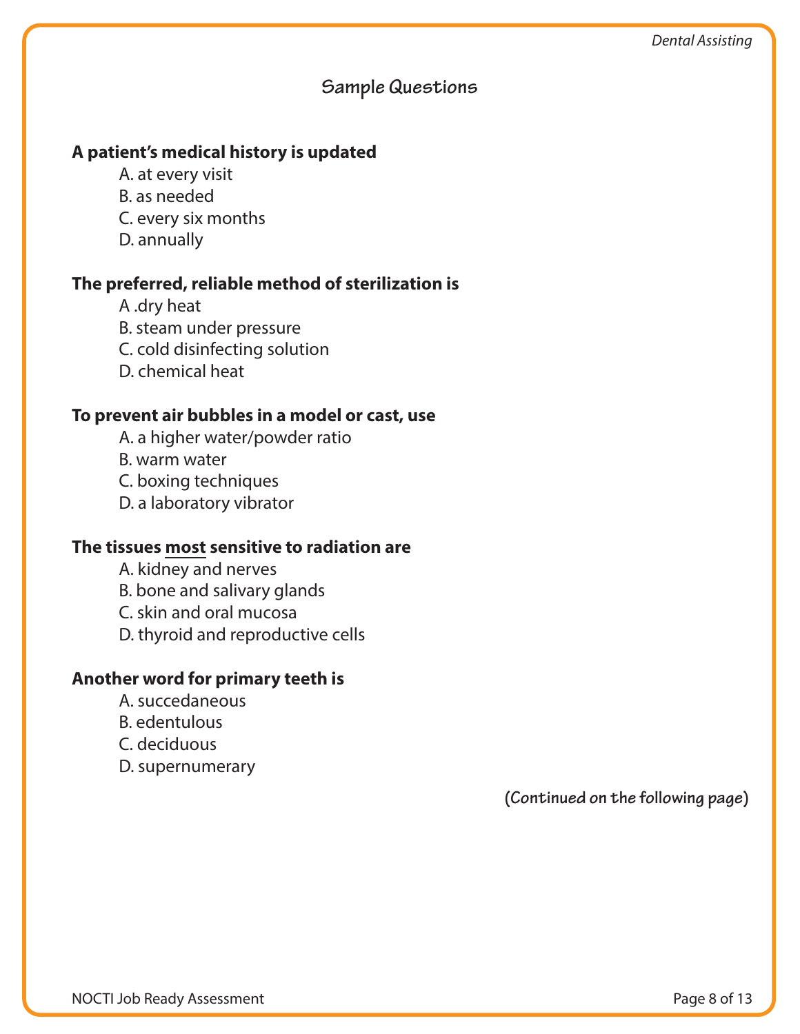## Sample Questions

**A patient's medical history is updated**

A. at every visit
B. as needed
C. every six months
D. annually

**The preferred, reliable method of sterilization is**

A .dry heat
B. steam under pressure
C. cold disinfecting solution
D. chemical heat

**To prevent air bubbles in a model or cast, use**

A. a higher water/powder ratio
B. warm water
C. boxing techniques
D. a laboratory vibrator

**The tissues <u>most</u> sensitive to radiation are**

A. kidney and nerves
B. bone and salivary glands
C. skin and oral mucosa
D. thyroid and reproductive cells

**Another word for primary teeth is**

A. succedaneous
B. edentulous
C. deciduous
D. supernumerary

**(Continued on the following page)**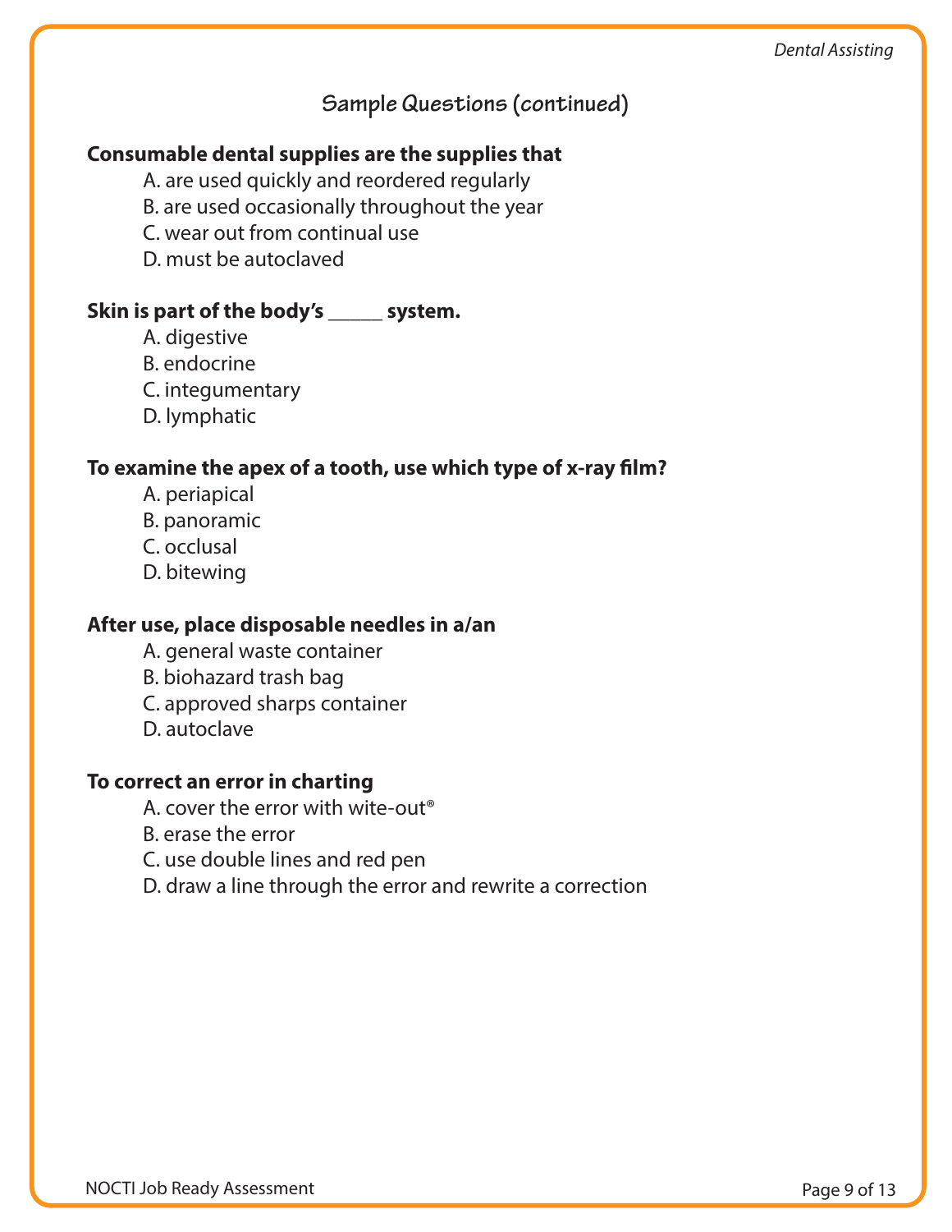## Sample Questions (continued)

**Consumable dental supplies are the supplies that**

A. are used quickly and reordered regularly
B. are used occasionally throughout the year
C. wear out from continual use
D. must be autoclaved

**Skin is part of the body's _____ system.**

A. digestive
B. endocrine
C. integumentary
D. lymphatic

**To examine the apex of a tooth, use which type of x-ray film?**

A. periapical
B. panoramic
C. occlusal
D. bitewing

**After use, place disposable needles in a/an**

A. general waste container
B. biohazard trash bag
C. approved sharps container
D. autoclave

**To correct an error in charting**

A. cover the error with wite-out®
B. erase the error
C. use double lines and red pen
D. draw a line through the error and rewrite a correction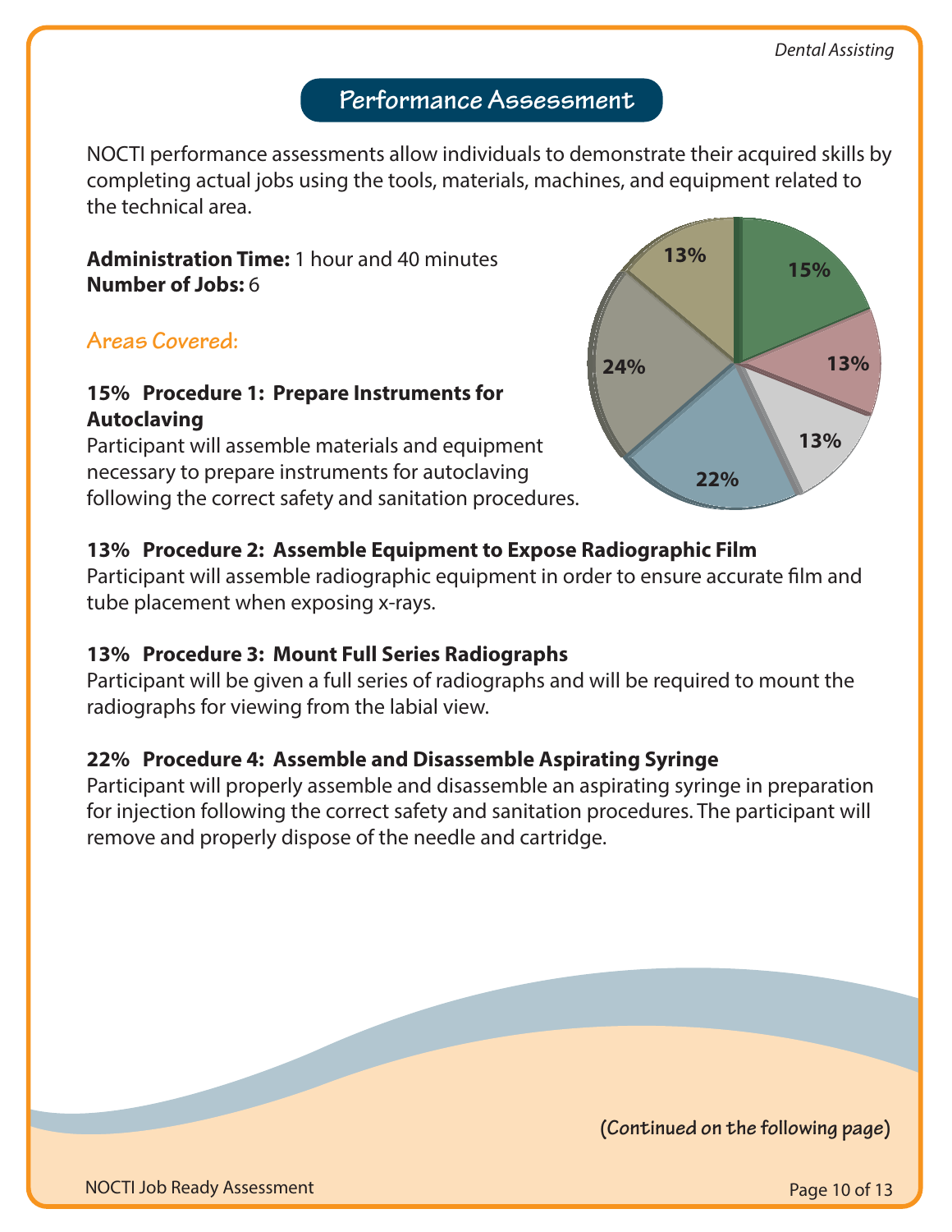## Performance Assessment

NOCTI performance assessments allow individuals to demonstrate their acquired skills by completing actual jobs using the tools, materials, machines, and equipment related to the technical area.

**Administration Time:** 1 hour and 40 minutes
**Number of Jobs:** 6

### Areas Covered:

**15% Procedure 1: Prepare Instruments for Autoclaving**
Participant will assemble materials and equipment necessary to prepare instruments for autoclaving following the correct safety and sanitation procedures.

**13% Procedure 2: Assemble Equipment to Expose Radiographic Film**
Participant will assemble radiographic equipment in order to ensure accurate film and tube placement when exposing x-rays.

**13% Procedure 3: Mount Full Series Radiographs**
Participant will be given a full series of radiographs and will be required to mount the radiographs for viewing from the labial view.

**22% Procedure 4: Assemble and Disassemble Aspirating Syringe**
Participant will properly assemble and disassemble an aspirating syringe in preparation for injection following the correct safety and sanitation procedures. The participant will remove and properly dispose of the needle and cartridge.

**(Continued on the following page)**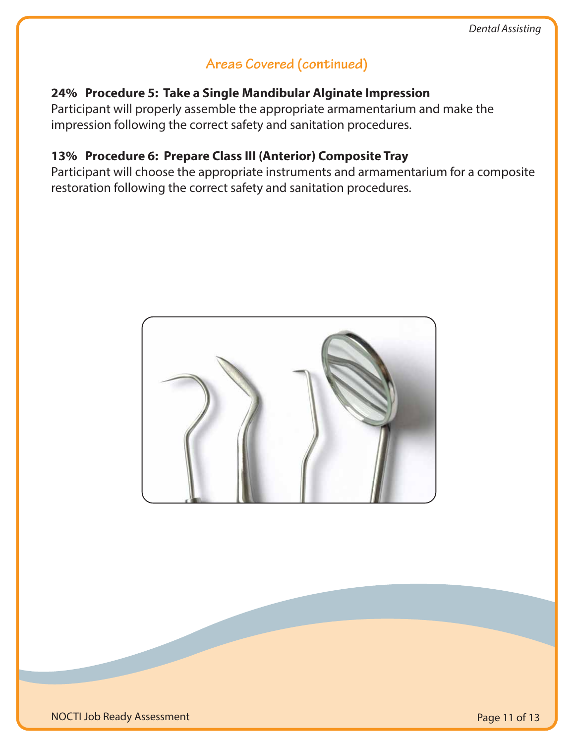## Areas Covered (continued)

**24% Procedure 5: Take a Single Mandibular Alginate Impression**
Participant will properly assemble the appropriate armamentarium and make the impression following the correct safety and sanitation procedures.

**13% Procedure 6: Prepare Class III (Anterior) Composite Tray**
Participant will choose the appropriate instruments and armamentarium for a composite restoration following the correct safety and sanitation procedures.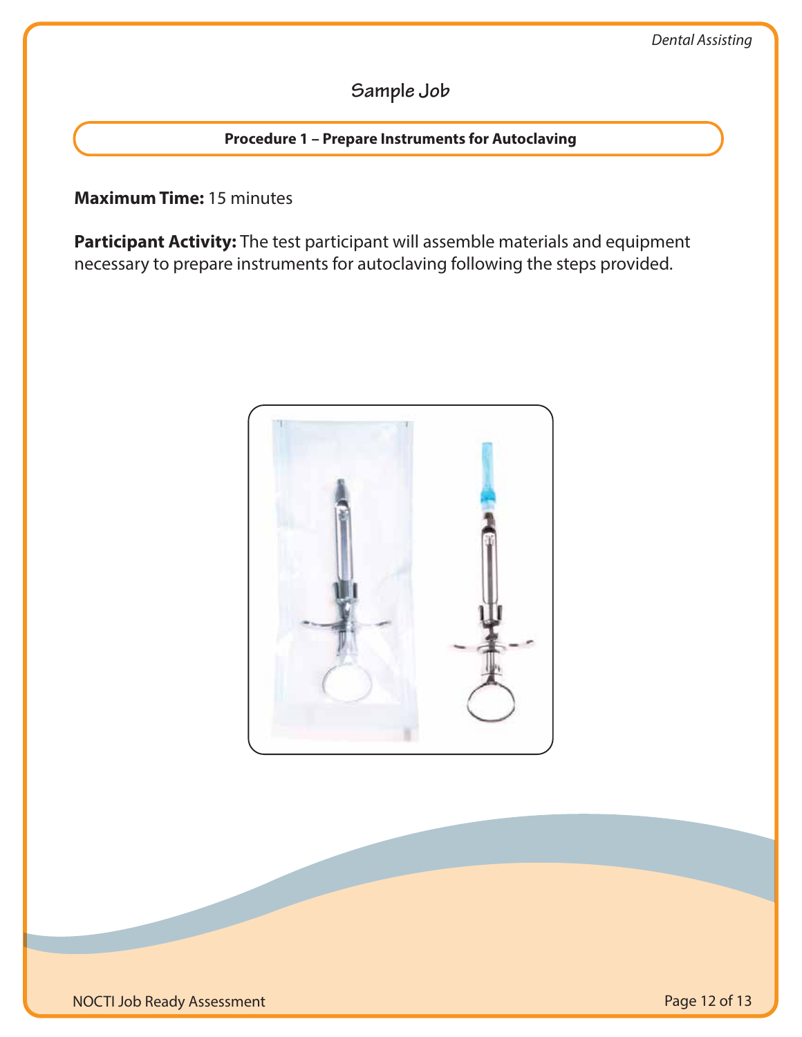## Sample Job

### Procedure 1 – Prepare Instruments for Autoclaving

**Maximum Time:** 15 minutes

**Participant Activity:** The test participant will assemble materials and equipment necessary to prepare instruments for autoclaving following the steps provided.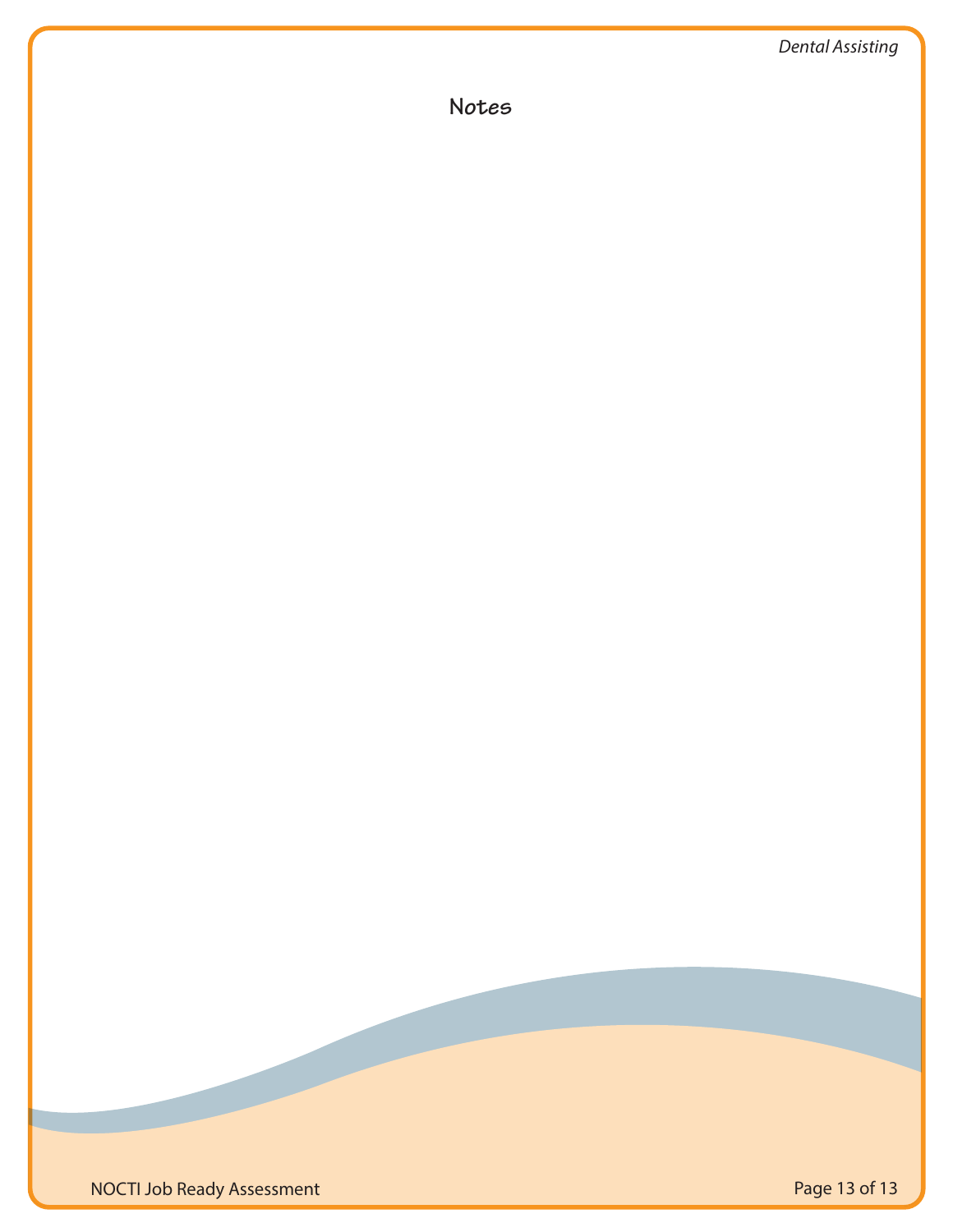## Notes